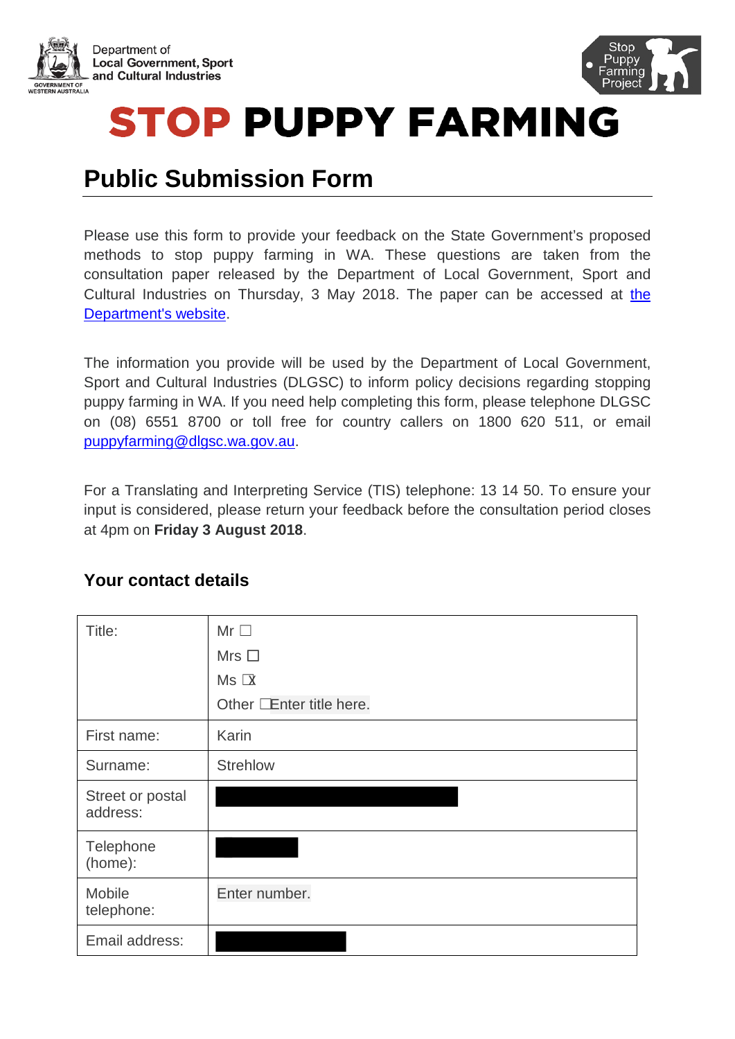Department of Local Government, Sport and Cultural Industries

Stop Puppy Farming Project

# STOP PUPPY FARMING

## Public Submission Form

Please use this form to provide your feedback on the State Government's proposed methods to stop puppy farming in WA. These questions are taken from the consultation paper released by the Department of Local Government, Sport and Cultural Industries on Thursday, 3 May 2018. The paper can be accessed at the Department's website.

The information you provide will be used by the Department of Local Government, Sport and Cultural Industries (DLGSC) to inform policy decisions regarding stopping puppy farming in WA. If you need help completing this form, please telephone DLGSC on (08) 6551 8700 or toll free for country callers on 1800 620 511, or email puppyfarming@dlgsc.wa.gov.au.

For a Translating and Interpreting Service (TIS) telephone: 13 14 50. To ensure your input is considered, please return your feedback before the consultation period closes at 4pm on **Friday 3 August 2018**.

### Your contact details

| Title: | Mr ☐<br>Mrs ☐<br>Ms ☒<br>Other ☐Enter title here. |
|---|---|
| First name: | Karin |
| Surname: | Strehlow |
| Street or postal address: | [redacted] |
| Telephone (home): | [redacted] |
| Mobile telephone: | Enter number. |
| Email address: | [redacted] |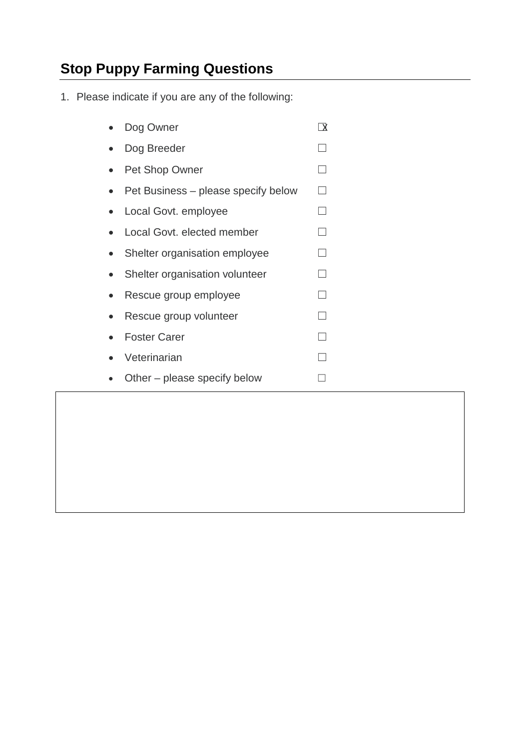## Stop Puppy Farming Questions

1. Please indicate if you are any of the following:

- Dog Owner ☒
- Dog Breeder ☐
- Pet Shop Owner ☐
- Pet Business – please specify below ☐
- Local Govt. employee ☐
- Local Govt. elected member ☐
- Shelter organisation employee ☐
- Shelter organisation volunteer ☐
- Rescue group employee ☐
- Rescue group volunteer ☐
- Foster Carer ☐
- Veterinarian ☐
- Other – please specify below ☐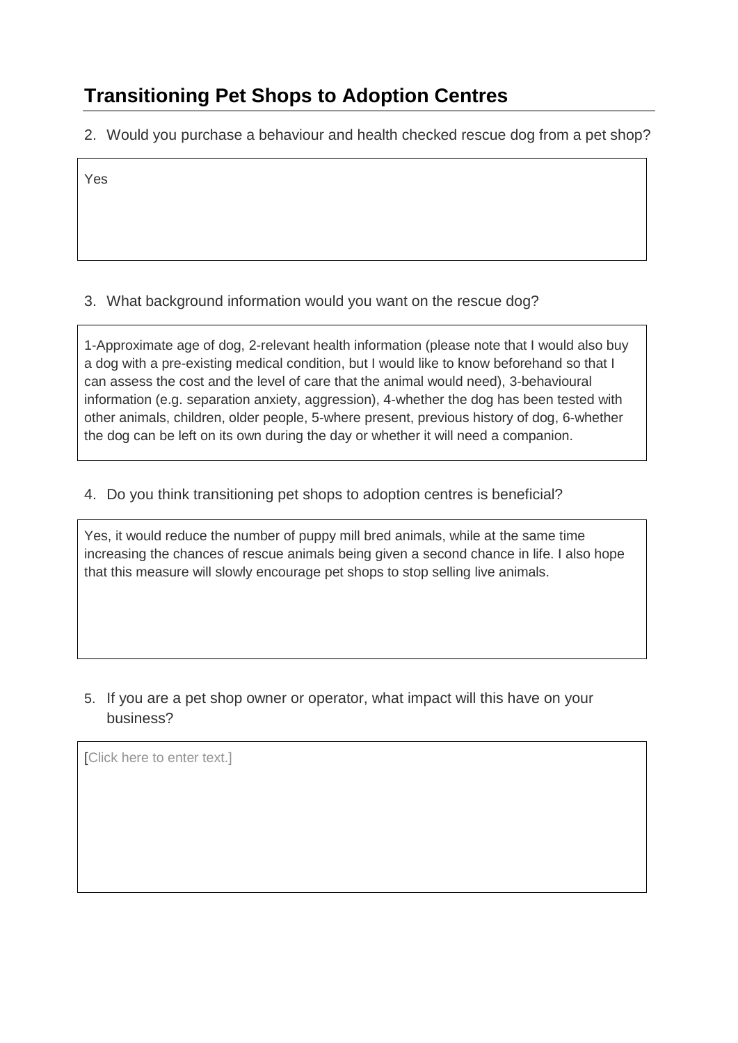## Transitioning Pet Shops to Adoption Centres

2. Would you purchase a behaviour and health checked rescue dog from a pet shop?

Yes

3. What background information would you want on the rescue dog?

1-Approximate age of dog, 2-relevant health information (please note that I would also buy a dog with a pre-existing medical condition, but I would like to know beforehand so that I can assess the cost and the level of care that the animal would need), 3-behavioural information (e.g. separation anxiety, aggression), 4-whether the dog has been tested with other animals, children, older people, 5-where present, previous history of dog, 6-whether the dog can be left on its own during the day or whether it will need a companion.

4. Do you think transitioning pet shops to adoption centres is beneficial?

Yes, it would reduce the number of puppy mill bred animals, while at the same time increasing the chances of rescue animals being given a second chance in life. I also hope that this measure will slowly encourage pet shops to stop selling live animals.

5. If you are a pet shop owner or operator, what impact will this have on your business?

[Click here to enter text.]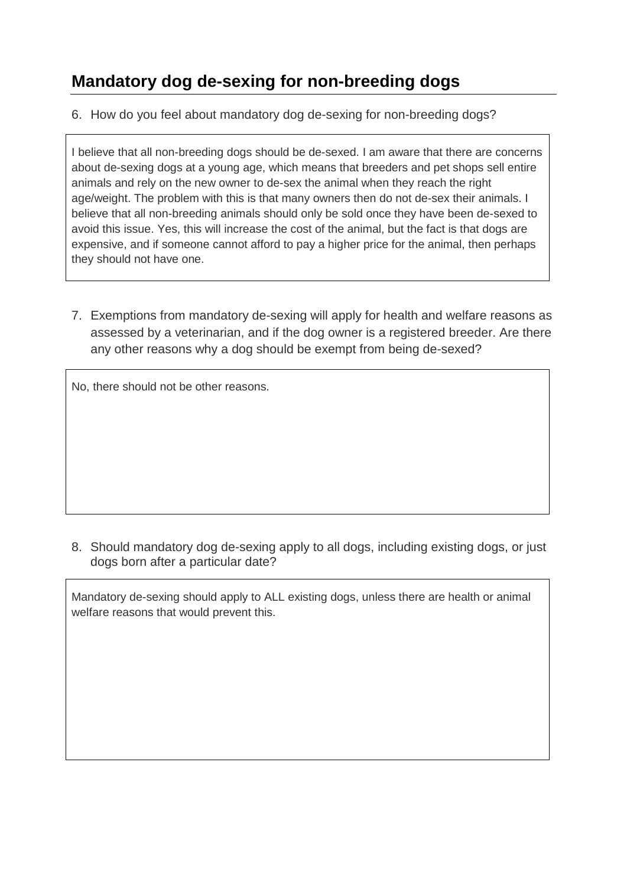## Mandatory dog de-sexing for non-breeding dogs

6. How do you feel about mandatory dog de-sexing for non-breeding dogs?

I believe that all non-breeding dogs should be de-sexed. I am aware that there are concerns about de-sexing dogs at a young age, which means that breeders and pet shops sell entire animals and rely on the new owner to de-sex the animal when they reach the right age/weight. The problem with this is that many owners then do not de-sex their animals. I believe that all non-breeding animals should only be sold once they have been de-sexed to avoid this issue. Yes, this will increase the cost of the animal, but the fact is that dogs are expensive, and if someone cannot afford to pay a higher price for the animal, then perhaps they should not have one.

7. Exemptions from mandatory de-sexing will apply for health and welfare reasons as assessed by a veterinarian, and if the dog owner is a registered breeder. Are there any other reasons why a dog should be exempt from being de-sexed?

No, there should not be other reasons.

8. Should mandatory dog de-sexing apply to all dogs, including existing dogs, or just dogs born after a particular date?

Mandatory de-sexing should apply to ALL existing dogs, unless there are health or animal welfare reasons that would prevent this.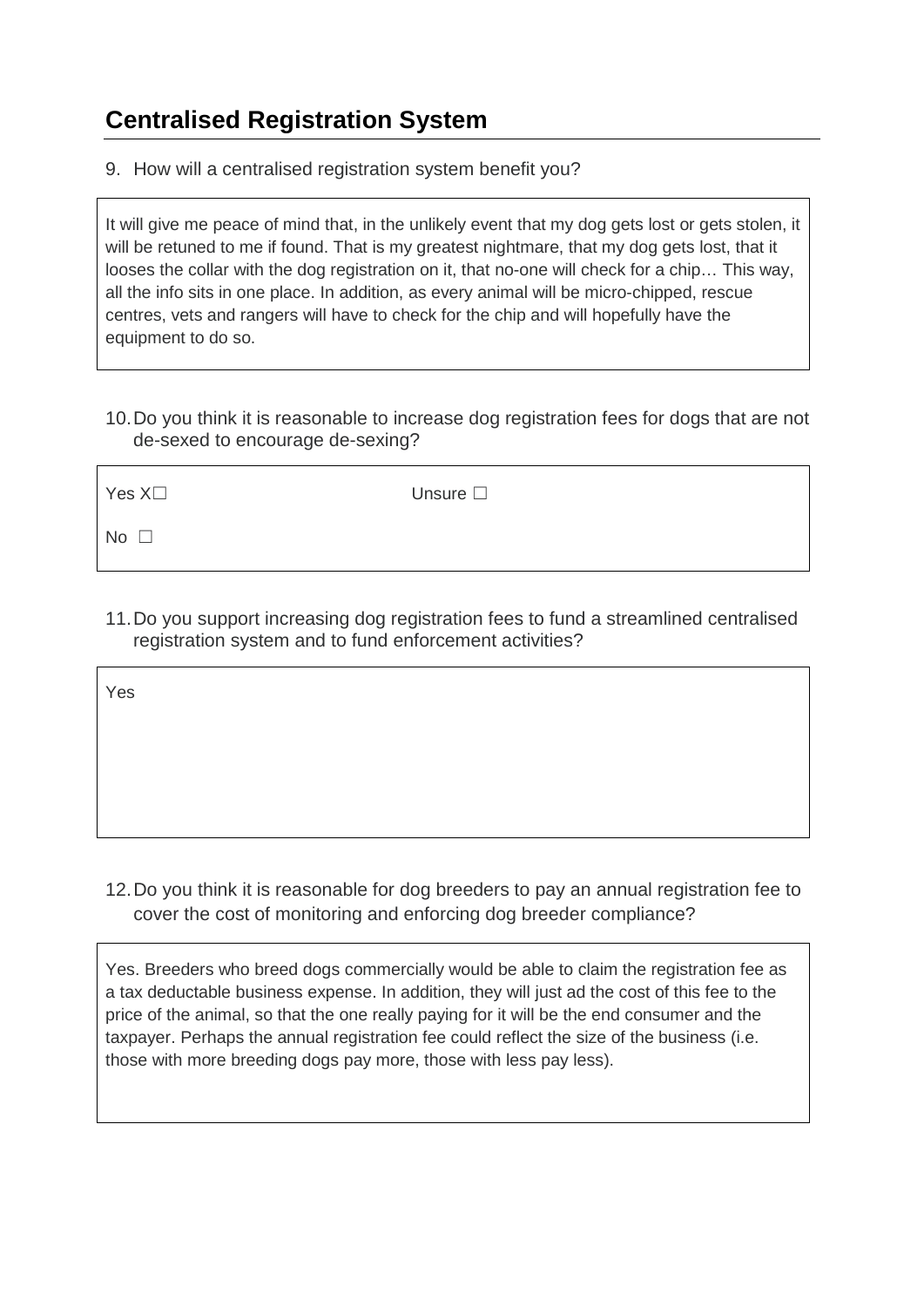## Centralised Registration System

9. How will a centralised registration system benefit you?

It will give me peace of mind that, in the unlikely event that my dog gets lost or gets stolen, it will be retuned to me if found. That is my greatest nightmare, that my dog gets lost, that it looses the collar with the dog registration on it, that no-one will check for a chip… This way, all the info sits in one place. In addition, as every animal will be micro-chipped, rescue centres, vets and rangers will have to check for the chip and will hopefully have the equipment to do so.

10. Do you think it is reasonable to increase dog registration fees for dogs that are not de-sexed to encourage de-sexing?

Yes X☐ Unsure ☐

No ☐

11. Do you support increasing dog registration fees to fund a streamlined centralised registration system and to fund enforcement activities?

Yes

12. Do you think it is reasonable for dog breeders to pay an annual registration fee to cover the cost of monitoring and enforcing dog breeder compliance?

Yes. Breeders who breed dogs commercially would be able to claim the registration fee as a tax deductable business expense. In addition, they will just ad the cost of this fee to the price of the animal, so that the one really paying for it will be the end consumer and the taxpayer. Perhaps the annual registration fee could reflect the size of the business (i.e. those with more breeding dogs pay more, those with less pay less).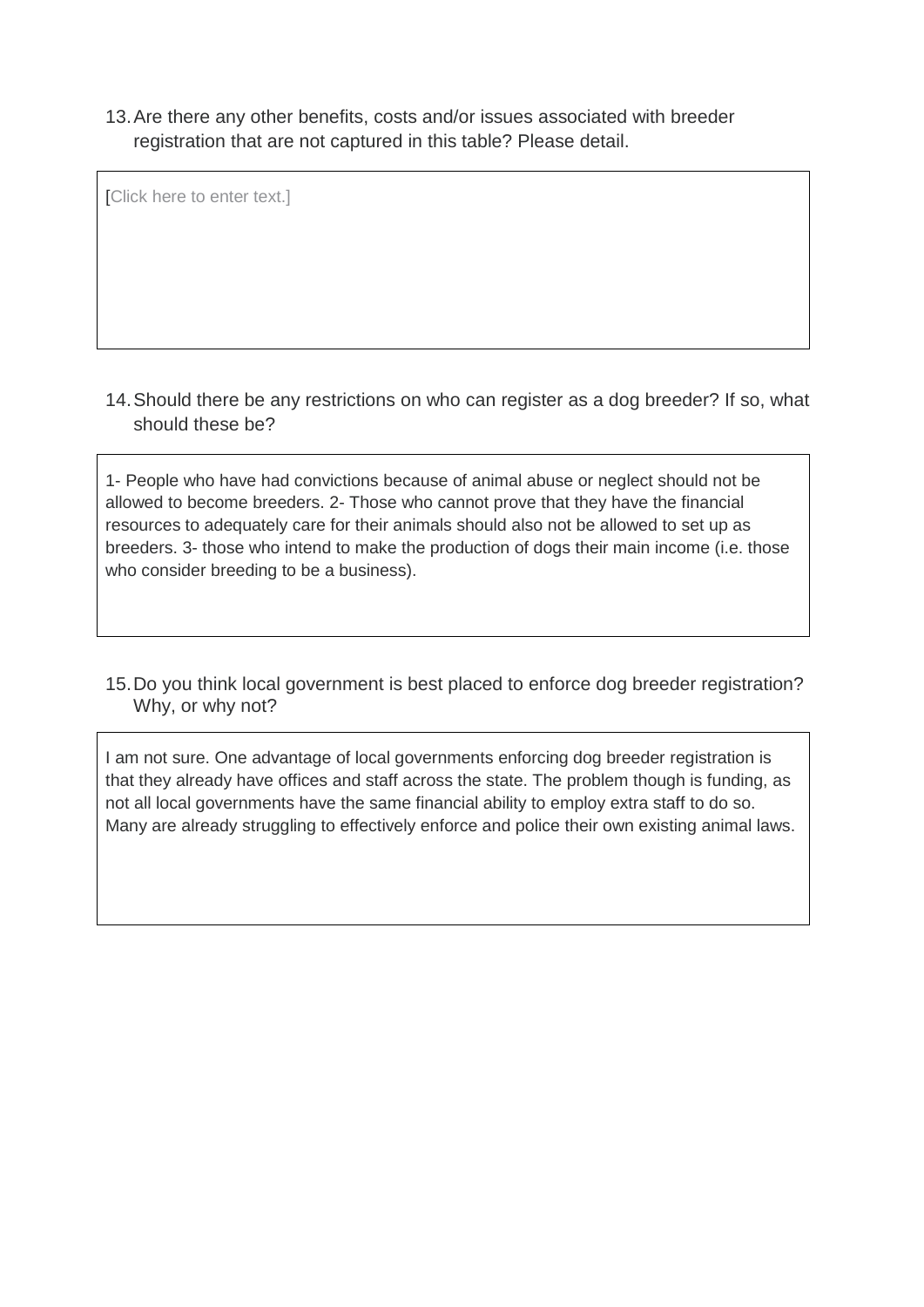13. Are there any other benefits, costs and/or issues associated with breeder registration that are not captured in this table? Please detail.

[Click here to enter text.]

14. Should there be any restrictions on who can register as a dog breeder? If so, what should these be?

1- People who have had convictions because of animal abuse or neglect should not be allowed to become breeders. 2- Those who cannot prove that they have the financial resources to adequately care for their animals should also not be allowed to set up as breeders. 3- those who intend to make the production of dogs their main income (i.e. those who consider breeding to be a business).

15. Do you think local government is best placed to enforce dog breeder registration? Why, or why not?

I am not sure. One advantage of local governments enforcing dog breeder registration is that they already have offices and staff across the state. The problem though is funding, as not all local governments have the same financial ability to employ extra staff to do so. Many are already struggling to effectively enforce and police their own existing animal laws.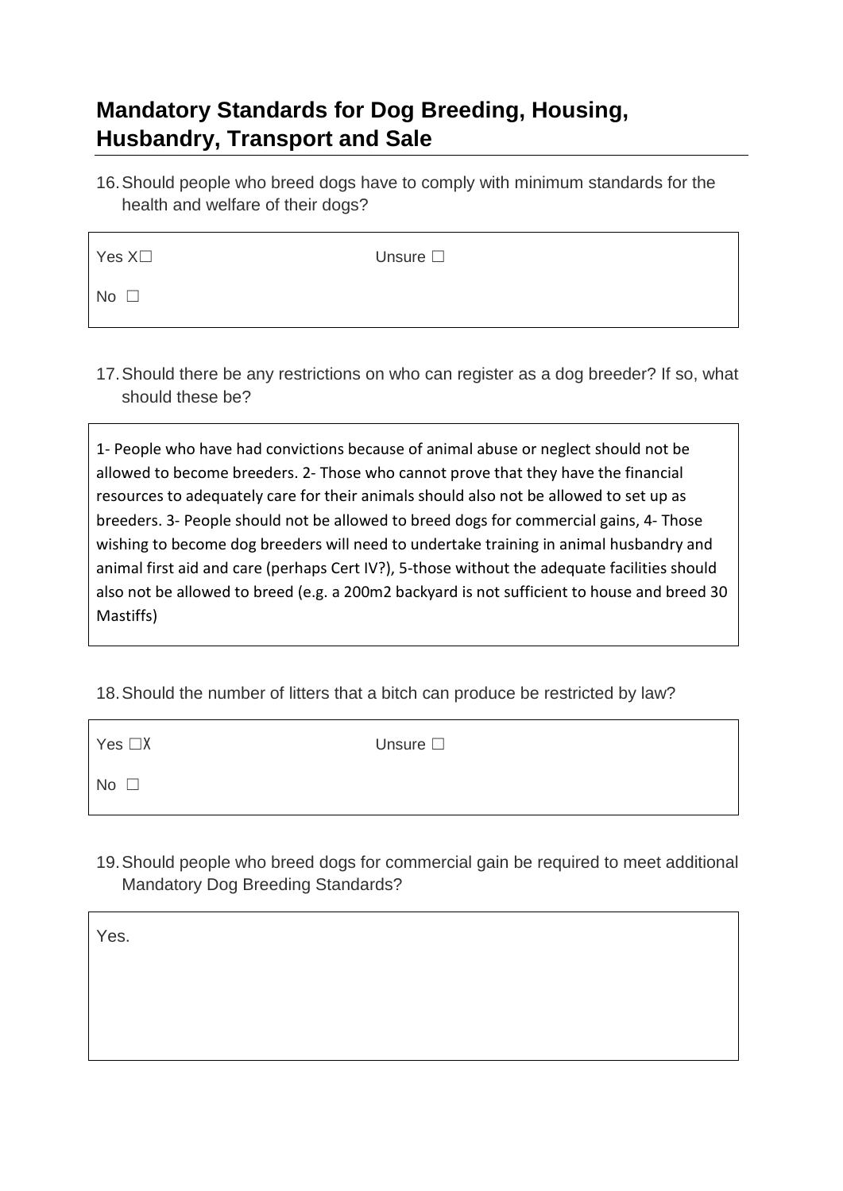## Mandatory Standards for Dog Breeding, Housing, Husbandry, Transport and Sale

16. Should people who breed dogs have to comply with minimum standards for the health and welfare of their dogs?

Yes X☐ Unsure ☐

No ☐

17. Should there be any restrictions on who can register as a dog breeder? If so, what should these be?

1- People who have had convictions because of animal abuse or neglect should not be allowed to become breeders. 2- Those who cannot prove that they have the financial resources to adequately care for their animals should also not be allowed to set up as breeders. 3- People should not be allowed to breed dogs for commercial gains, 4- Those wishing to become dog breeders will need to undertake training in animal husbandry and animal first aid and care (perhaps Cert IV?), 5-those without the adequate facilities should also not be allowed to breed (e.g. a 200m2 backyard is not sufficient to house and breed 30 Mastiffs)

18. Should the number of litters that a bitch can produce be restricted by law?

Yes ☐X Unsure ☐

No ☐

19. Should people who breed dogs for commercial gain be required to meet additional Mandatory Dog Breeding Standards?

Yes.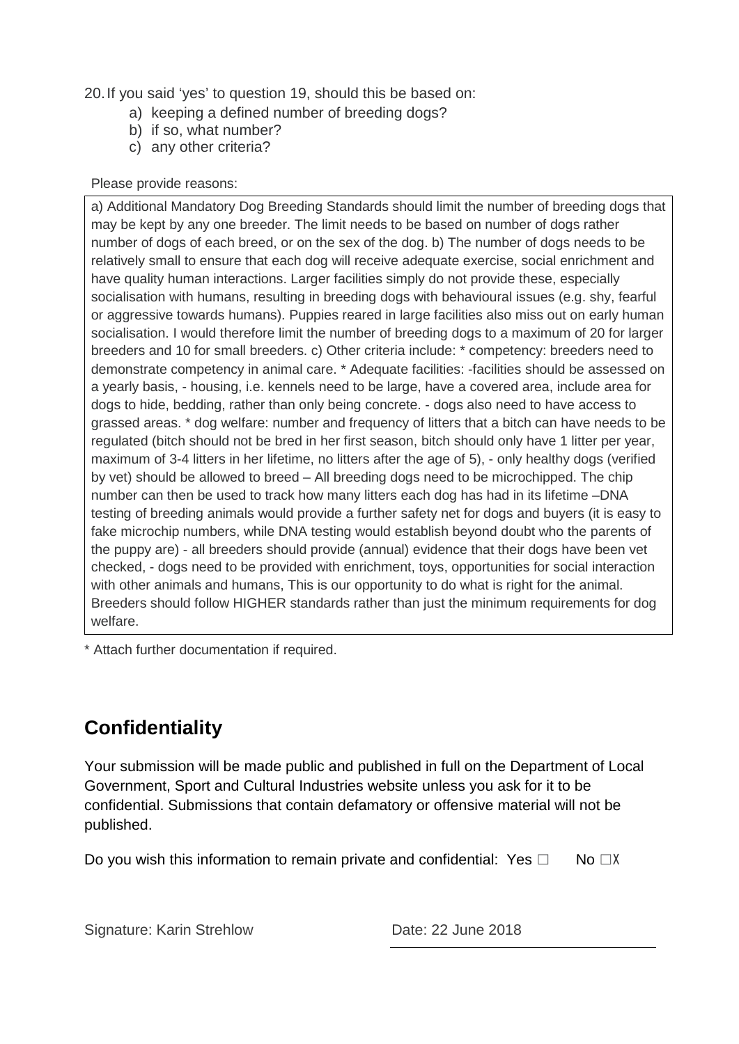20. If you said 'yes' to question 19, should this be based on:
    a) keeping a defined number of breeding dogs?
    b) if so, what number?
    c) any other criteria?

Please provide reasons:

a) Additional Mandatory Dog Breeding Standards should limit the number of breeding dogs that may be kept by any one breeder. The limit needs to be based on number of dogs rather number of dogs of each breed, or on the sex of the dog. b) The number of dogs needs to be relatively small to ensure that each dog will receive adequate exercise, social enrichment and have quality human interactions. Larger facilities simply do not provide these, especially socialisation with humans, resulting in breeding dogs with behavioural issues (e.g. shy, fearful or aggressive towards humans). Puppies reared in large facilities also miss out on early human socialisation. I would therefore limit the number of breeding dogs to a maximum of 20 for larger breeders and 10 for small breeders. c) Other criteria include: * competency: breeders need to demonstrate competency in animal care. * Adequate facilities: -facilities should be assessed on a yearly basis, - housing, i.e. kennels need to be large, have a covered area, include area for dogs to hide, bedding, rather than only being concrete. - dogs also need to have access to grassed areas. * dog welfare: number and frequency of litters that a bitch can have needs to be regulated (bitch should not be bred in her first season, bitch should only have 1 litter per year, maximum of 3-4 litters in her lifetime, no litters after the age of 5), - only healthy dogs (verified by vet) should be allowed to breed – All breeding dogs need to be microchipped. The chip number can then be used to track how many litters each dog has had in its lifetime –DNA testing of breeding animals would provide a further safety net for dogs and buyers (it is easy to fake microchip numbers, while DNA testing would establish beyond doubt who the parents of the puppy are) - all breeders should provide (annual) evidence that their dogs have been vet checked, - dogs need to be provided with enrichment, toys, opportunities for social interaction with other animals and humans, This is our opportunity to do what is right for the animal. Breeders should follow HIGHER standards rather than just the minimum requirements for dog welfare.

* Attach further documentation if required.

## Confidentiality

Your submission will be made public and published in full on the Department of Local Government, Sport and Cultural Industries website unless you ask for it to be confidential. Submissions that contain defamatory or offensive material will not be published.

Do you wish this information to remain private and confidential: Yes ☐ No ☐X

Signature: Karin Strehlow

Date: 22 June 2018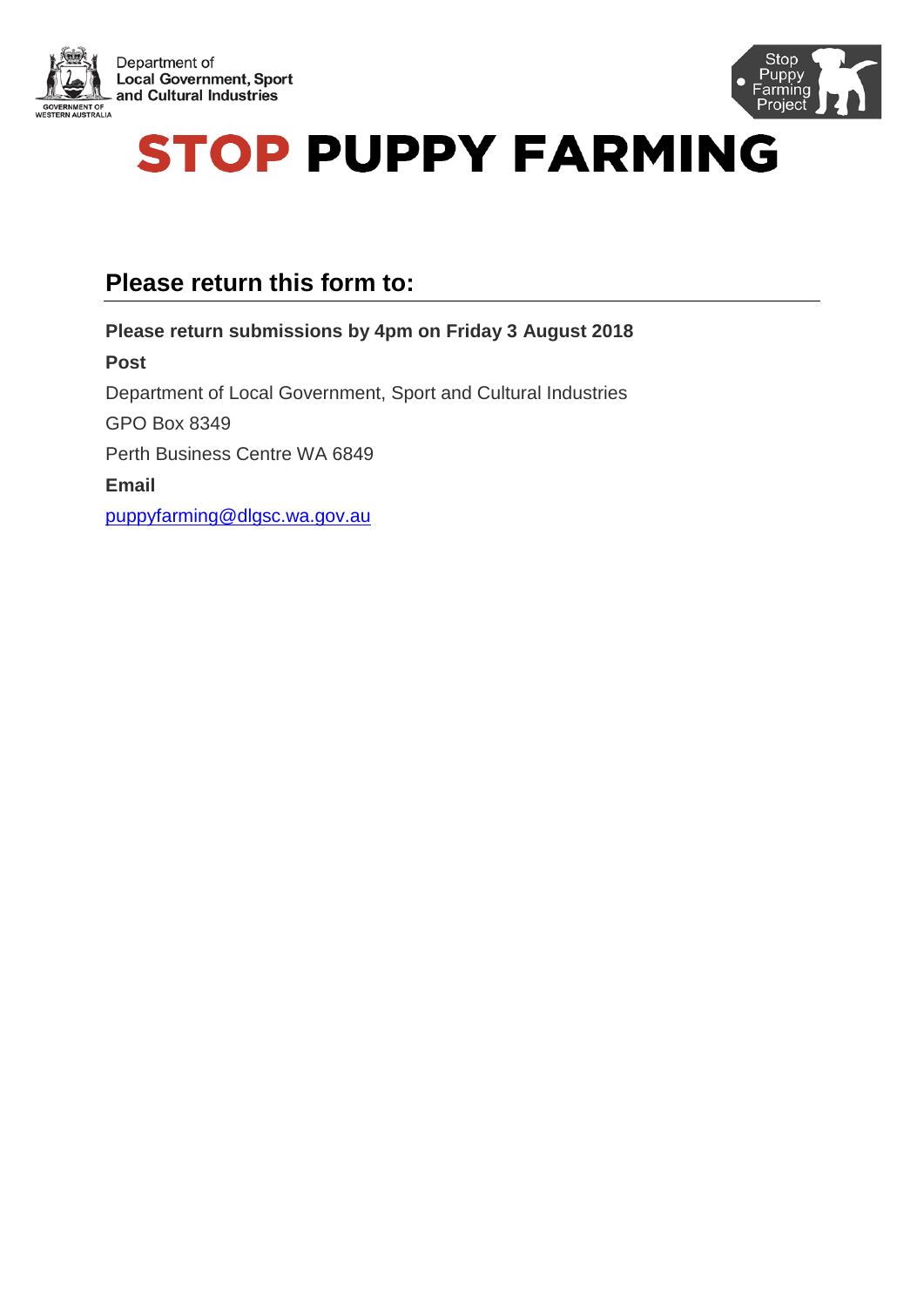Department of Local Government, Sport and Cultural Industries

Stop Puppy Farming Project

# STOP PUPPY FARMING

## Please return this form to:

**Please return submissions by 4pm on Friday 3 August 2018**

**Post**

Department of Local Government, Sport and Cultural Industries

GPO Box 8349

Perth Business Centre WA 6849

**Email**

puppyfarming@dlgsc.wa.gov.au